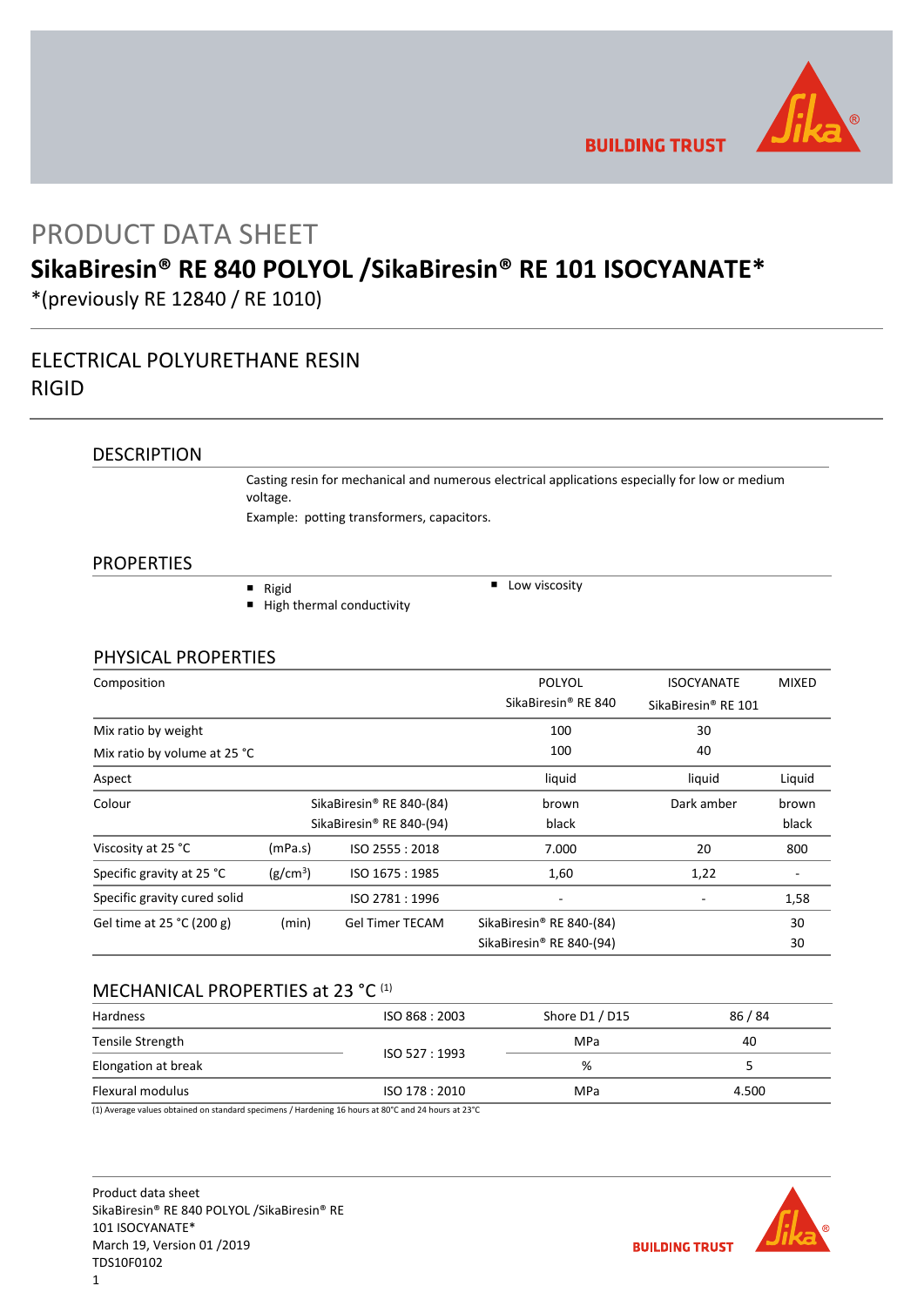# PRODUCT DATA SHEET

## SikaBiresin® RE 840 POLYOL /SikaBiresin® RE 101 ISOCYANATE*

*(previously RE 12840 / RE 1010)

## ELECTRICAL POLYURETHANE RESIN RIGID

### DESCRIPTION

Casting resin for mechanical and numerous electrical applications especially for low or medium voltage.

Example: potting transformers, capacitors.

### PROPERTIES

- Rigid
- High thermal conductivity
- Low viscosity

### PHYSICAL PROPERTIES

| Composition | | | POLYOL SikaBiresin® RE 840 | ISOCYANATE SikaBiresin® RE 101 | MIXED |
|---|---|---|---|---|---|
| Mix ratio by weight | | | 100 | 30 | |
| Mix ratio by volume at 25 °C | | | 100 | 40 | |
| Aspect | | | liquid | liquid | Liquid |
| Colour | | SikaBiresin® RE 840-(84) | brown | Dark amber | brown |
| | | SikaBiresin® RE 840-(94) | black | | black |
| Viscosity at 25 °C | (mPa.s) | ISO 2555 : 2018 | 7.000 | 20 | 800 |
| Specific gravity at 25 °C | (g/cm³) | ISO 1675 : 1985 | 1,60 | 1,22 | - |
| Specific gravity cured solid | | ISO 2781 : 1996 | - | - | 1,58 |
| Gel time at 25 °C (200 g) | (min) | Gel Timer TECAM | SikaBiresin® RE 840-(84) | | 30 |
| | | | SikaBiresin® RE 840-(94) | | 30 |

### MECHANICAL PROPERTIES at 23 °C (1)

| | | | |
|---|---|---|---|
| Hardness | ISO 868 : 2003 | Shore D1 / D15 | 86 / 84 |
| Tensile Strength | ISO 527 : 1993 | MPa | 40 |
| Elongation at break | ISO 527 : 1993 | % | 5 |
| Flexural modulus | ISO 178 : 2010 | MPa | 4.500 |

(1) Average values obtained on standard specimens / Hardening 16 hours at 80°C and 24 hours at 23°C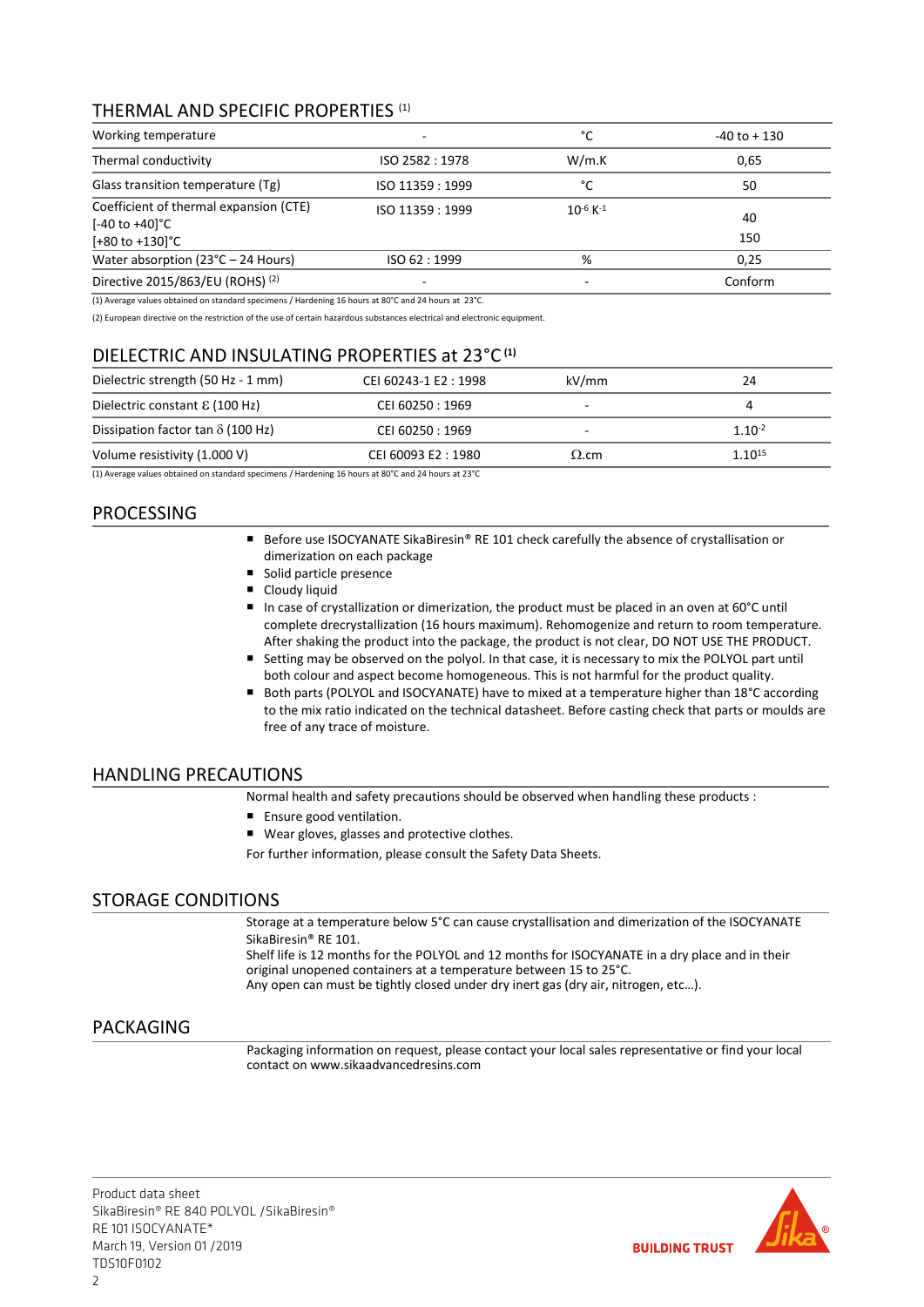## THERMAL AND SPECIFIC PROPERTIES [1]

| Property | Standard | Unit | Value |
|---|---|---|---|
| Working temperature | - | °C | -40 to + 130 |
| Thermal conductivity | ISO 2582 : 1978 | W/m.K | 0,65 |
| Glass transition temperature (Tg) | ISO 11359 : 1999 | °C | 50 |
| Coefficient of thermal expansion (CTE) [-40 to +40]°C [+80 to +130]°C | ISO 11359 : 1999 | $10^{-6}$ $K^{-1}$ | 40<br>150 |
| Water absorption (23°C – 24 Hours) | ISO 62 : 1999 | % | 0,25 |
| Directive 2015/863/EU (ROHS) [2] | - | - | Conform |

(1) Average values obtained on standard specimens / Hardening 16 hours at 80°C and 24 hours at 23°C.

(2) European directive on the restriction of the use of certain hazardous substances electrical and electronic equipment.

## DIELECTRIC AND INSULATING PROPERTIES at 23°C [1]

| Property | Standard | Unit | Value |
|---|---|---|---|
| Dielectric strength (50 Hz - 1 mm) | CEI 60243-1 E2 : 1998 | kV/mm | 24 |
| Dielectric constant $\varepsilon$ (100 Hz) | CEI 60250 : 1969 | - | 4 |
| Dissipation factor tan $\delta$ (100 Hz) | CEI 60250 : 1969 | - | $1.10^{-2}$ |
| Volume resistivity (1.000 V) | CEI 60093 E2 : 1980 | $\Omega$.cm | $1.10^{15}$ |

(1) Average values obtained on standard specimens / Hardening 16 hours at 80°C and 24 hours at 23°C

## PROCESSING

- Before use ISOCYANATE SikaBiresin® RE 101 check carefully the absence of crystallisation or dimerization on each package
- Solid particle presence
- Cloudy liquid
- In case of crystallization or dimerization, the product must be placed in an oven at 60°C until complete drecrystallization (16 hours maximum). Rehomogenize and return to room temperature. After shaking the product into the package, the product is not clear, DO NOT USE THE PRODUCT.
- Setting may be observed on the polyol. In that case, it is necessary to mix the POLYOL part until both colour and aspect become homogeneous. This is not harmful for the product quality.
- Both parts (POLYOL and ISOCYANATE) have to mixed at a temperature higher than 18°C according to the mix ratio indicated on the technical datasheet. Before casting check that parts or moulds are free of any trace of moisture.

## HANDLING PRECAUTIONS

Normal health and safety precautions should be observed when handling these products :

- Ensure good ventilation.
- Wear gloves, glasses and protective clothes.

For further information, please consult the Safety Data Sheets.

## STORAGE CONDITIONS

Storage at a temperature below 5°C can cause crystallisation and dimerization of the ISOCYANATE SikaBiresin® RE 101.
Shelf life is 12 months for the POLYOL and 12 months for ISOCYANATE in a dry place and in their original unopened containers at a temperature between 15 to 25°C.
Any open can must be tightly closed under dry inert gas (dry air, nitrogen, etc…).

## PACKAGING

Packaging information on request, please contact your local sales representative or find your local contact on www.sikaadvancedresins.com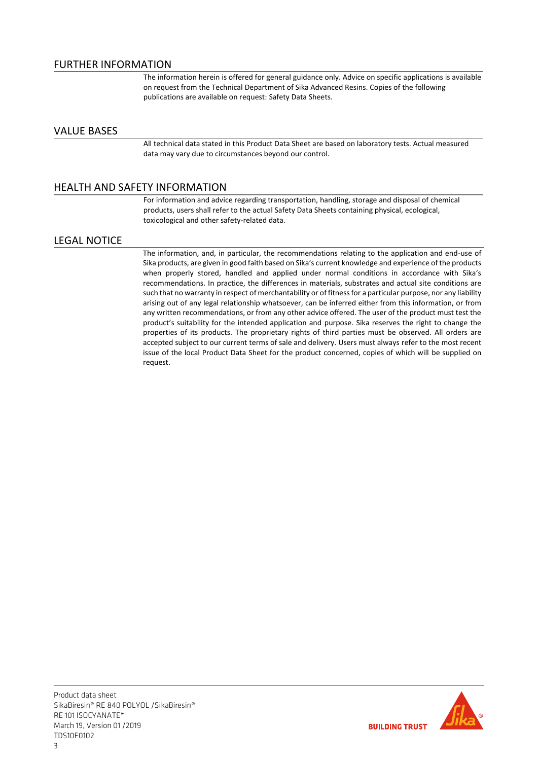## FURTHER INFORMATION

The information herein is offered for general guidance only. Advice on specific applications is available on request from the Technical Department of Sika Advanced Resins. Copies of the following publications are available on request: Safety Data Sheets.

## VALUE BASES

All technical data stated in this Product Data Sheet are based on laboratory tests. Actual measured data may vary due to circumstances beyond our control.

## HEALTH AND SAFETY INFORMATION

For information and advice regarding transportation, handling, storage and disposal of chemical products, users shall refer to the actual Safety Data Sheets containing physical, ecological, toxicological and other safety-related data.

## LEGAL NOTICE

The information, and, in particular, the recommendations relating to the application and end-use of Sika products, are given in good faith based on Sika's current knowledge and experience of the products when properly stored, handled and applied under normal conditions in accordance with Sika's recommendations. In practice, the differences in materials, substrates and actual site conditions are such that no warranty in respect of merchantability or of fitness for a particular purpose, nor any liability arising out of any legal relationship whatsoever, can be inferred either from this information, or from any written recommendations, or from any other advice offered. The user of the product must test the product's suitability for the intended application and purpose. Sika reserves the right to change the properties of its products. The proprietary rights of third parties must be observed. All orders are accepted subject to our current terms of sale and delivery. Users must always refer to the most recent issue of the local Product Data Sheet for the product concerned, copies of which will be supplied on request.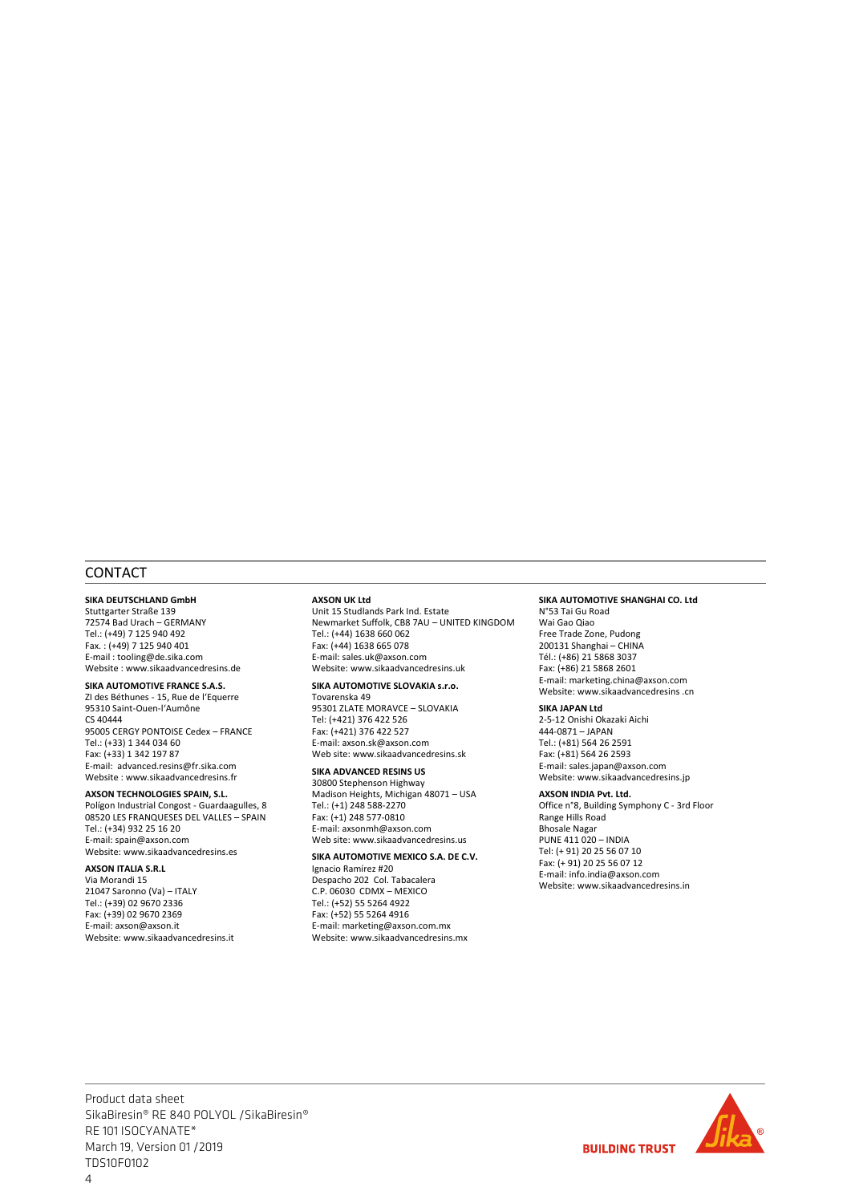## CONTACT

**SIKA DEUTSCHLAND GmbH**
Stuttgarter Straße 139
72574 Bad Urach – GERMANY
Tel.: (+49) 7 125 940 492
Fax. : (+49) 7 125 940 401
E-mail : tooling@de.sika.com
Website : www.sikaadvancedresins.de

**SIKA AUTOMOTIVE FRANCE S.A.S.**
ZI des Béthunes - 15, Rue de l'Equerre
95310 Saint-Ouen-l'Aumône
CS 40444
95005 CERGY PONTOISE Cedex – FRANCE
Tel.: (+33) 1 344 034 60
Fax: (+33) 1 342 197 87
E-mail: advanced.resins@fr.sika.com
Website : www.sikaadvancedresins.fr

**AXSON TECHNOLOGIES SPAIN, S.L.**
Polígon Industrial Congost - Guardaagulles, 8
08520 LES FRANQUESES DEL VALLES – SPAIN
Tel.: (+34) 932 25 16 20
E-mail: spain@axson.com
Website: www.sikaadvancedresins.es

**AXSON ITALIA S.R.L**
Via Morandi 15
21047 Saronno (Va) – ITALY
Tel.: (+39) 02 9670 2336
Fax: (+39) 02 9670 2369
E-mail: axson@axson.it
Website: www.sikaadvancedresins.it

**AXSON UK Ltd**
Unit 15 Studlands Park Ind. Estate
Newmarket Suffolk, CB8 7AU – UNITED KINGDOM
Tel.: (+44) 1638 660 062
Fax: (+44) 1638 665 078
E-mail: sales.uk@axson.com
Website: www.sikaadvancedresins.uk

**SIKA AUTOMOTIVE SLOVAKIA s.r.o.**
Tovarenska 49
95301 ZLATE MORAVCE – SLOVAKIA
Tel: (+421) 376 422 526
Fax: (+421) 376 422 527
E-mail: axson.sk@axson.com
Web site: www.sikaadvancedresins.sk

**SIKA ADVANCED RESINS US**
30800 Stephenson Highway
Madison Heights, Michigan 48071 – USA
Tel.: (+1) 248 588-2270
Fax: (+1) 248 577-0810
E-mail: axsonmh@axson.com
Web site: www.sikaadvancedresins.us

**SIKA AUTOMOTIVE MEXICO S.A. DE C.V.**
Ignacio Ramírez #20
Despacho 202 Col. Tabacalera
C.P. 06030 CDMX – MEXICO
Tel.: (+52) 55 5264 4922
Fax: (+52) 55 5264 4916
E-mail: marketing@axson.com.mx
Website: www.sikaadvancedresins.mx

**SIKA AUTOMOTIVE SHANGHAI CO. Ltd**
N°53 Tai Gu Road
Wai Gao Qiao
Free Trade Zone, Pudong
200131 Shanghai – CHINA
Tél.: (+86) 21 5868 3037
Fax: (+86) 21 5868 2601
E-mail: marketing.china@axson.com
Website: www.sikaadvancedresins .cn

**SIKA JAPAN Ltd**
2-5-12 Onishi Okazaki Aichi
444-0871 – JAPAN
Tel.: (+81) 564 26 2591
Fax: (+81) 564 26 2593
E-mail: sales.japan@axson.com
Website: www.sikaadvancedresins.jp

**AXSON INDIA Pvt. Ltd.**
Office n°8, Building Symphony C - 3rd Floor
Range Hills Road
Bhosale Nagar
PUNE 411 020 – INDIA
Tel: (+ 91) 20 25 56 07 10
Fax: (+ 91) 20 25 56 07 12
E-mail: info.india@axson.com
Website: www.sikaadvancedresins.in

Product data sheet
SikaBiresin® RE 840 POLYOL /SikaBiresin® RE 101 ISOCYANATE*
March 19, Version 01 /2019
TDS10F0102

BUILDING TRUST